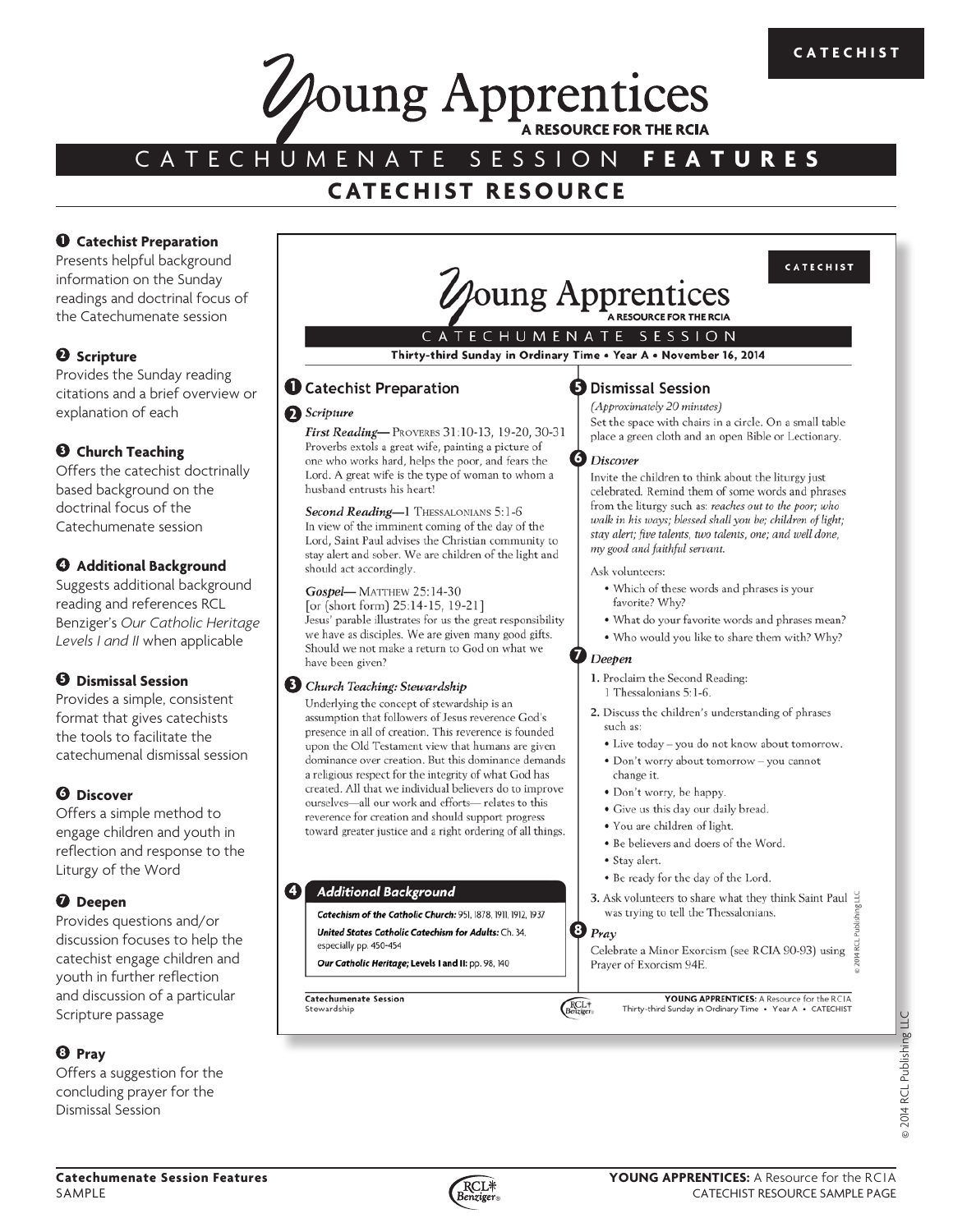CATECHIST

# Young Apprentices

A RESOURCE FOR THE RCIA

## CATECHUMENATE SESSION FEATURES

## CATECHIST RESOURCE

**❶ Catechist Preparation**
Presents helpful background information on the Sunday readings and doctrinal focus of the Catechumenate session

**❷ Scripture**
Provides the Sunday reading citations and a brief overview or explanation of each

**❸ Church Teaching**
Offers the catechist doctrinally based background on the doctrinal focus of the Catechumenate session

**❹ Additional Background**
Suggests additional background reading and references RCL Benziger's *Our Catholic Heritage Levels I and II* when applicable

**❺ Dismissal Session**
Provides a simple, consistent format that gives catechists the tools to facilitate the catechumenal dismissal session

**❻ Discover**
Offers a simple method to engage children and youth in reflection and response to the Liturgy of the Word

**❼ Deepen**
Provides questions and/or discussion focuses to help the catechist engage children and youth in further reflection and discussion of a particular Scripture passage

**❽ Pray**
Offers a suggestion for the concluding prayer for the Dismissal Session

---

CATECHIST

# Young Apprentices

A RESOURCE FOR THE RCIA

## CATECHUMENATE SESSION

**Thirty-third Sunday in Ordinary Time • Year A • November 16, 2014**

### ❶ Catechist Preparation

#### ❷ *Scripture*

***First Reading***— PROVERBS 31:10-13, 19-20, 30-31
Proverbs extols a great wife, painting a picture of one who works hard, helps the poor, and fears the Lord. A great wife is the type of woman to whom a husband entrusts his heart!

***Second Reading***—1 THESSALONIANS 5:1-6
In view of the imminent coming of the day of the Lord, Saint Paul advises the Christian community to stay alert and sober. We are children of the light and should act accordingly.

***Gospel***— MATTHEW 25:14-30
[or (short form) 25:14-15, 19-21]
Jesus' parable illustrates for us the great responsibility we have as disciples. We are given many good gifts. Should we not make a return to God on what we have been given?

#### ❸ *Church Teaching: Stewardship*

Underlying the concept of stewardship is an assumption that followers of Jesus reverence God's presence in all of creation. This reverence is founded upon the Old Testament view that humans are given dominance over creation. But this dominance demands a religious respect for the integrity of what God has created. All that we individual believers do to improve ourselves—all our work and efforts— relates to this reverence for creation and should support progress toward greater justice and a right ordering of all things.

#### ❹ *Additional Background*

***Catechism of the Catholic Church:*** 951, 1878, 1911, 1912, 1937

***United States Catholic Catechism for Adults:*** Ch. 34, especially pp. 450-454

***Our Catholic Heritage; Levels I and II:*** pp. 98, 140

### ❺ Dismissal Session

*(Approximately 20 minutes)*

Set the space with chairs in a circle. On a small table place a green cloth and an open Bible or Lectionary.

#### ❻ *Discover*

Invite the children to think about the liturgy just celebrated. Remind them of some words and phrases from the liturgy such as: *reaches out to the poor; who walk in his ways; blessed shall you be; children of light; stay alert; five talents, two talents, one; and well done, my good and faithful servant.*

Ask volunteers:

- Which of these words and phrases is your favorite? Why?
- What do your favorite words and phrases mean?
- Who would you like to share them with? Why?

#### ❼ *Deepen*

1. Proclaim the Second Reading: 1 Thessalonians 5:1-6.
2. Discuss the children's understanding of phrases such as:
   - Live today – you do not know about tomorrow.
   - Don't worry about tomorrow – you cannot change it.
   - Don't worry, be happy.
   - Give us this day our daily bread.
   - You are children of light.
   - Be believers and doers of the Word.
   - Stay alert.
   - Be ready for the day of the Lord.
3. Ask volunteers to share what they think Saint Paul was trying to tell the Thessalonians.

#### ❽ *Pray*

Celebrate a Minor Exorcism (see RCIA 90-93) using Prayer of Exorcism 94E.

**Catechumenate Session**
Stewardship

**YOUNG APPRENTICES:** A Resource for the RCIA
Thirty-third Sunday in Ordinary Time • Year A • CATECHIST

---

**Catechumenate Session Features**
SAMPLE

**YOUNG APPRENTICES:** A Resource for the RCIA
CATECHIST RESOURCE SAMPLE PAGE

© 2014 RCL Publishing LLC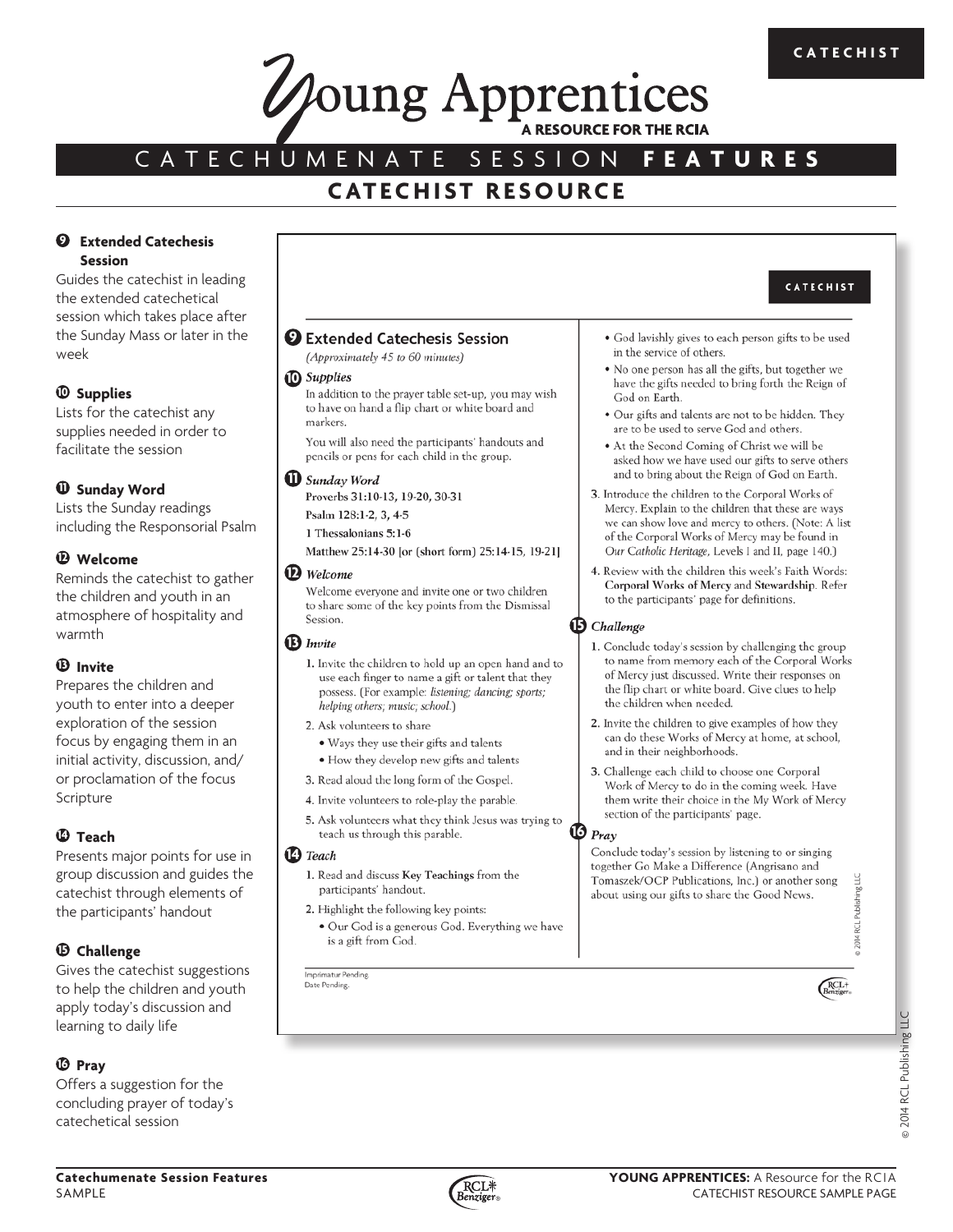# Young Apprentices

**A RESOURCE FOR THE RCIA**

CATECHIST

## CATECHUMENATE SESSION **FEATURES**

## CATECHIST RESOURCE

**❾ Extended Catechesis Session**
Guides the catechist in leading the extended catechetical session which takes place after the Sunday Mass or later in the week

**❿ Supplies**
Lists for the catechist any supplies needed in order to facilitate the session

**⓫ Sunday Word**
Lists the Sunday readings including the Responsorial Psalm

**⓬ Welcome**
Reminds the catechist to gather the children and youth in an atmosphere of hospitality and warmth

**⓭ Invite**
Prepares the children and youth to enter into a deeper exploration of the session focus by engaging them in an initial activity, discussion, and/or proclamation of the focus Scripture

**⓮ Teach**
Presents major points for use in group discussion and guides the catechist through elements of the participants' handout

**⓯ Challenge**
Gives the catechist suggestions to help the children and youth apply today's discussion and learning to daily life

**⓰ Pray**
Offers a suggestion for the concluding prayer of today's catechetical session

---

CATECHIST

### ❾ Extended Catechesis Session

*(Approximately 45 to 60 minutes)*

#### ❿ *Supplies*

In addition to the prayer table set-up, you may wish to have on hand a flip chart or white board and markers.

You will also need the participants' handouts and pencils or pens for each child in the group.

#### ⓫ *Sunday Word*

Proverbs 31:10-13, 19-20, 30-31

Psalm 128:1-2, 3, 4-5

1 Thessalonians 5:1-6

Matthew 25:14-30 [or (short form) 25:14-15, 19-21]

#### ⓬ *Welcome*

Welcome everyone and invite one or two children to share some of the key points from the Dismissal Session.

#### ⓭ *Invite*

1. Invite the children to hold up an open hand and to use each finger to name a gift or talent that they possess. (For example: *listening; dancing; sports; helping others; music; school.*)
2. Ask volunteers to share
   - Ways they use their gifts and talents
   - How they develop new gifts and talents
3. Read aloud the long form of the Gospel.
4. Invite volunteers to role-play the parable.
5. Ask volunteers what they think Jesus was trying to teach us through this parable.

#### ⓮ *Teach*

1. Read and discuss **Key Teachings** from the participants' handout.
2. Highlight the following key points:
   - Our God is a generous God. Everything we have is a gift from God.
   - God lavishly gives to each person gifts to be used in the service of others.
   - No one person has all the gifts, but together we have the gifts needed to bring forth the Reign of God on Earth.
   - Our gifts and talents are not to be hidden. They are to be used to serve God and others.
   - At the Second Coming of Christ we will be asked how we have used our gifts to serve others and to bring about the Reign of God on Earth.
3. Introduce the children to the Corporal Works of Mercy. Explain to the children that these are ways we can show love and mercy to others. (Note: A list of the Corporal Works of Mercy may be found in *Our Catholic Heritage*, Levels I and II, page 140.)
4. Review with the children this week's Faith Words: **Corporal Works of Mercy** and **Stewardship**. Refer to the participants' page for definitions.

#### ⓯ *Challenge*

1. Conclude today's session by challenging the group to name from memory each of the Corporal Works of Mercy just discussed. Write their responses on the flip chart or white board. Give clues to help the children when needed.
2. Invite the children to give examples of how they can do these Works of Mercy at home, at school, and in their neighborhoods.
3. Challenge each child to choose one Corporal Work of Mercy to do in the coming week. Have them write their choice in the My Work of Mercy section of the participants' page.

#### ⓰ *Pray*

Conclude today's session by listening to or singing together Go Make a Difference (Angrisano and Tomaszek/OCP Publications, Inc.) or another song about using our gifts to share the Good News.

Imprimatur Pending.
Date Pending.

© 2014 RCL Publishing LLC

---

**Catechumenate Session Features**
SAMPLE

**YOUNG APPRENTICES:** A Resource for the RCIA
CATECHIST RESOURCE SAMPLE PAGE

© 2014 RCL Publishing LLC